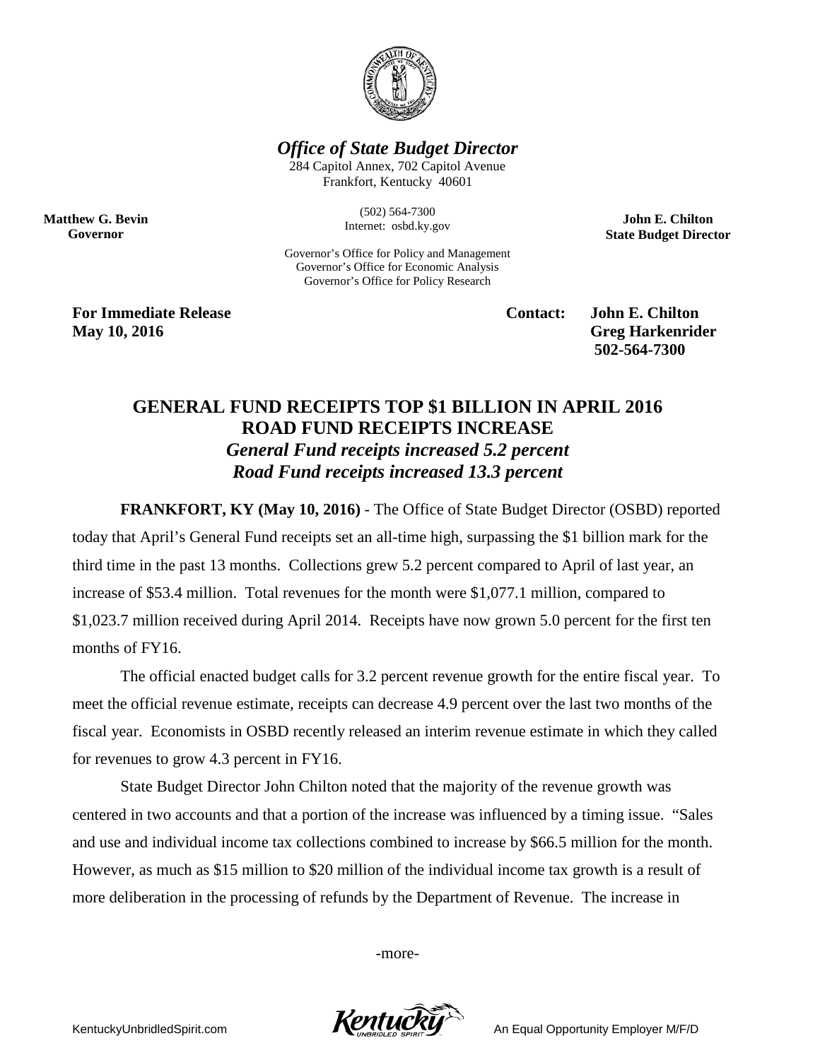*Office of State Budget Director*

284 Capitol Annex, 702 Capitol Avenue
Frankfort, Kentucky 40601

(502) 564-7300
Internet: osbd.ky.gov

Governor's Office for Policy and Management
Governor's Office for Economic Analysis
Governor's Office for Policy Research

**Matthew G. Bevin**
**Governor**

**John E. Chilton**
**State Budget Director**

**For Immediate Release**
**May 10, 2016**

**Contact: John E. Chilton**
**Greg Harkenrider**
**502-564-7300**

## GENERAL FUND RECEIPTS TOP $1 BILLION IN APRIL 2016
## ROAD FUND RECEIPTS INCREASE
### *General Fund receipts increased 5.2 percent*
### *Road Fund receipts increased 13.3 percent*

**FRANKFORT, KY (May 10, 2016)** - The Office of State Budget Director (OSBD) reported today that April's General Fund receipts set an all-time high, surpassing the $1 billion mark for the third time in the past 13 months. Collections grew 5.2 percent compared to April of last year, an increase of $53.4 million. Total revenues for the month were $1,077.1 million, compared to $1,023.7 million received during April 2014. Receipts have now grown 5.0 percent for the first ten months of FY16.

The official enacted budget calls for 3.2 percent revenue growth for the entire fiscal year. To meet the official revenue estimate, receipts can decrease 4.9 percent over the last two months of the fiscal year. Economists in OSBD recently released an interim revenue estimate in which they called for revenues to grow 4.3 percent in FY16.

State Budget Director John Chilton noted that the majority of the revenue growth was centered in two accounts and that a portion of the increase was influenced by a timing issue. "Sales and use and individual income tax collections combined to increase by $66.5 million for the month. However, as much as $15 million to $20 million of the individual income tax growth is a result of more deliberation in the processing of refunds by the Department of Revenue. The increase in

-more-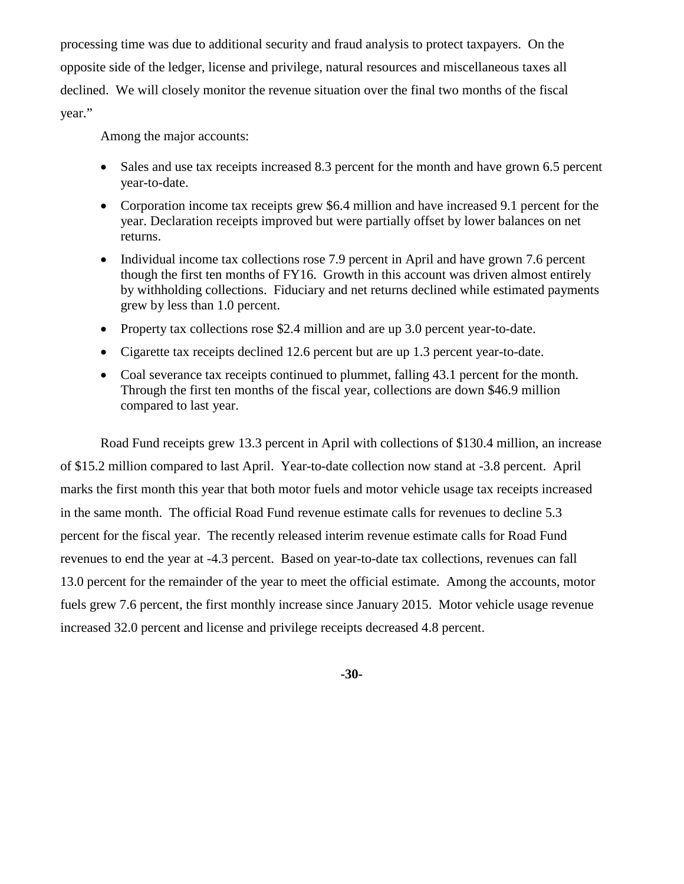processing time was due to additional security and fraud analysis to protect taxpayers. On the opposite side of the ledger, license and privilege, natural resources and miscellaneous taxes all declined. We will closely monitor the revenue situation over the final two months of the fiscal year."

Among the major accounts:

- Sales and use tax receipts increased 8.3 percent for the month and have grown 6.5 percent year-to-date.
- Corporation income tax receipts grew $6.4 million and have increased 9.1 percent for the year. Declaration receipts improved but were partially offset by lower balances on net returns.
- Individual income tax collections rose 7.9 percent in April and have grown 7.6 percent though the first ten months of FY16. Growth in this account was driven almost entirely by withholding collections. Fiduciary and net returns declined while estimated payments grew by less than 1.0 percent.
- Property tax collections rose $2.4 million and are up 3.0 percent year-to-date.
- Cigarette tax receipts declined 12.6 percent but are up 1.3 percent year-to-date.
- Coal severance tax receipts continued to plummet, falling 43.1 percent for the month. Through the first ten months of the fiscal year, collections are down $46.9 million compared to last year.

Road Fund receipts grew 13.3 percent in April with collections of $130.4 million, an increase of $15.2 million compared to last April. Year-to-date collection now stand at -3.8 percent. April marks the first month this year that both motor fuels and motor vehicle usage tax receipts increased in the same month. The official Road Fund revenue estimate calls for revenues to decline 5.3 percent for the fiscal year. The recently released interim revenue estimate calls for Road Fund revenues to end the year at -4.3 percent. Based on year-to-date tax collections, revenues can fall 13.0 percent for the remainder of the year to meet the official estimate. Among the accounts, motor fuels grew 7.6 percent, the first monthly increase since January 2015. Motor vehicle usage revenue increased 32.0 percent and license and privilege receipts decreased 4.8 percent.

**-30-**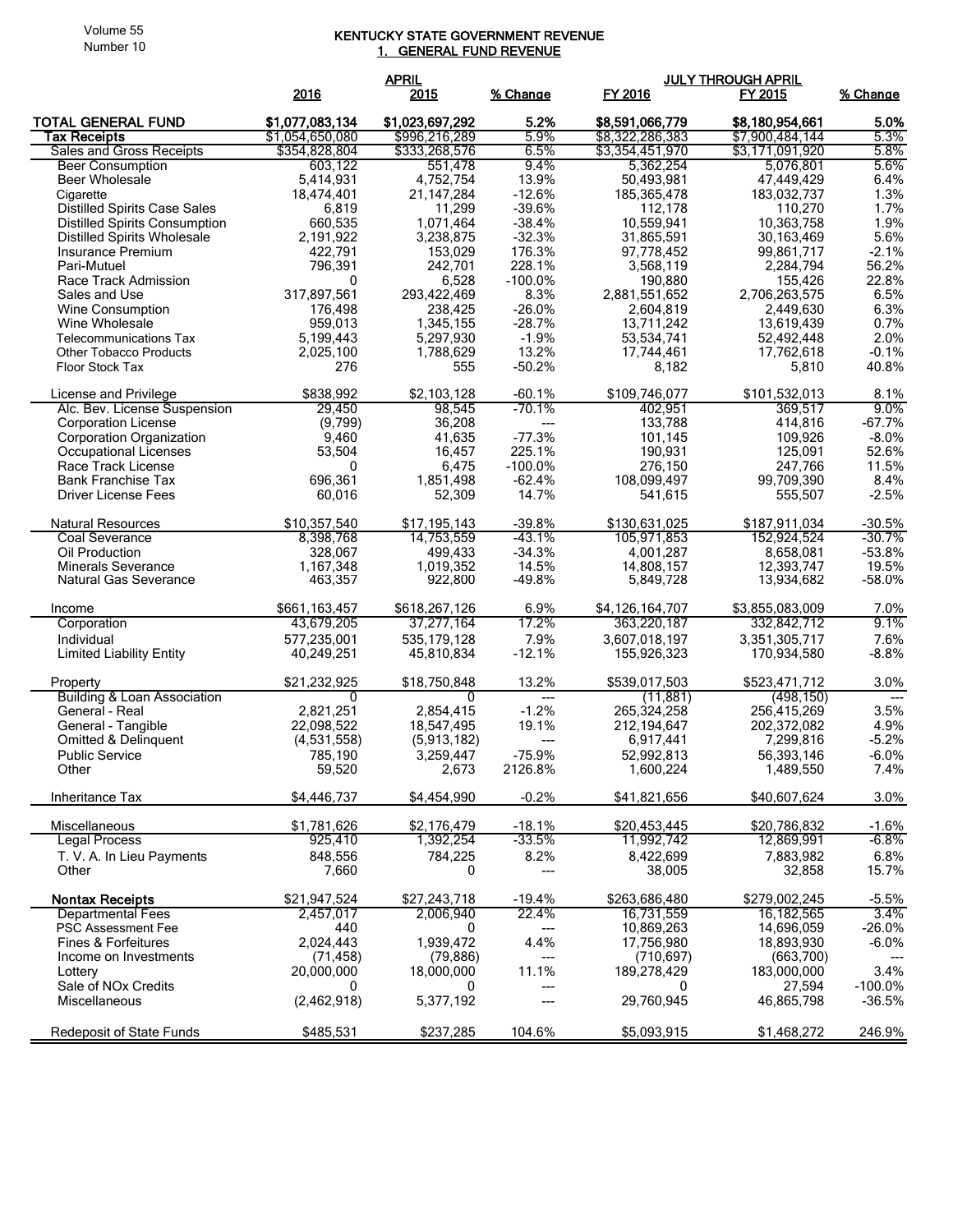# KENTUCKY STATE GOVERNMENT REVENUE

## 1. GENERAL FUND REVENUE

| | APRIL | | | JULY THROUGH APRIL | | |
|---|---|---|---|---|---|---|
| | 2016 | 2015 | % Change | FY 2016 | FY 2015 | % Change |
| **TOTAL GENERAL FUND** | **$1,077,083,134** | **$1,023,697,292** | **5.2%** | **$8,591,066,779** | **$8,180,954,661** | **5.0%** |
| **Tax Receipts** | $1,054,650,080 | $996,216,289 | 5.9% | $8,322,286,383 | $7,900,484,144 | 5.3% |
| Sales and Gross Receipts | $354,828,804 | $333,268,576 | 6.5% | $3,354,451,970 | $3,171,091,920 | 5.8% |
| Beer Consumption | 603,122 | 551,478 | 9.4% | 5,362,254 | 5,076,801 | 5.6% |
| Beer Wholesale | 5,414,931 | 4,752,754 | 13.9% | 50,493,981 | 47,449,429 | 6.4% |
| Cigarette | 18,474,401 | 21,147,284 | -12.6% | 185,365,478 | 183,032,737 | 1.3% |
| Distilled Spirits Case Sales | 6,819 | 11,299 | -39.6% | 112,178 | 110,270 | 1.7% |
| Distilled Spirits Consumption | 660,535 | 1,071,464 | -38.4% | 10,559,941 | 10,363,758 | 1.9% |
| Distilled Spirits Wholesale | 2,191,922 | 3,238,875 | -32.3% | 31,865,591 | 30,163,469 | 5.6% |
| Insurance Premium | 422,791 | 153,029 | 176.3% | 97,778,452 | 99,861,717 | -2.1% |
| Pari-Mutuel | 796,391 | 242,701 | 228.1% | 3,568,119 | 2,284,794 | 56.2% |
| Race Track Admission | 0 | 6,528 | -100.0% | 190,880 | 155,426 | 22.8% |
| Sales and Use | 317,897,561 | 293,422,469 | 8.3% | 2,881,551,652 | 2,706,263,575 | 6.5% |
| Wine Consumption | 176,498 | 238,425 | -26.0% | 2,604,819 | 2,449,630 | 6.3% |
| Wine Wholesale | 959,013 | 1,345,155 | -28.7% | 13,711,242 | 13,619,439 | 0.7% |
| Telecommunications Tax | 5,199,443 | 5,297,930 | -1.9% | 53,534,741 | 52,492,448 | 2.0% |
| Other Tobacco Products | 2,025,100 | 1,788,629 | 13.2% | 17,744,461 | 17,762,618 | -0.1% |
| Floor Stock Tax | 276 | 555 | -50.2% | 8,182 | 5,810 | 40.8% |
| License and Privilege | $838,992 | $2,103,128 | -60.1% | $109,746,077 | $101,532,013 | 8.1% |
| Alc. Bev. License Suspension | 29,450 | 98,545 | -70.1% | 402,951 | 369,517 | 9.0% |
| Corporation License | (9,799) | 36,208 | --- | 133,788 | 414,816 | -67.7% |
| Corporation Organization | 9,460 | 41,635 | -77.3% | 101,145 | 109,926 | -8.0% |
| Occupational Licenses | 53,504 | 16,457 | 225.1% | 190,931 | 125,091 | 52.6% |
| Race Track License | 0 | 6,475 | -100.0% | 276,150 | 247,766 | 11.5% |
| Bank Franchise Tax | 696,361 | 1,851,498 | -62.4% | 108,099,497 | 99,709,390 | 8.4% |
| Driver License Fees | 60,016 | 52,309 | 14.7% | 541,615 | 555,507 | -2.5% |
| Natural Resources | $10,357,540 | $17,195,143 | -39.8% | $130,631,025 | $187,911,034 | -30.5% |
| Coal Severance | 8,398,768 | 14,753,559 | -43.1% | 105,971,853 | 152,924,524 | -30.7% |
| Oil Production | 328,067 | 499,433 | -34.3% | 4,001,287 | 8,658,081 | -53.8% |
| Minerals Severance | 1,167,348 | 1,019,352 | 14.5% | 14,808,157 | 12,393,747 | 19.5% |
| Natural Gas Severance | 463,357 | 922,800 | -49.8% | 5,849,728 | 13,934,682 | -58.0% |
| Income | $661,163,457 | $618,267,126 | 6.9% | $4,126,164,707 | $3,855,083,009 | 7.0% |
| Corporation | 43,679,205 | 37,277,164 | 17.2% | 363,220,187 | 332,842,712 | 9.1% |
| Individual | 577,235,001 | 535,179,128 | 7.9% | 3,607,018,197 | 3,351,305,717 | 7.6% |
| Limited Liability Entity | 40,249,251 | 45,810,834 | -12.1% | 155,926,323 | 170,934,580 | -8.8% |
| Property | $21,232,925 | $18,750,848 | 13.2% | $539,017,503 | $523,471,712 | 3.0% |
| Building & Loan Association | 0 | 0 | --- | (11,881) | (498,150) | --- |
| General - Real | 2,821,251 | 2,854,415 | -1.2% | 265,324,258 | 256,415,269 | 3.5% |
| General - Tangible | 22,098,522 | 18,547,495 | 19.1% | 212,194,647 | 202,372,082 | 4.9% |
| Omitted & Delinquent | (4,531,558) | (5,913,182) | --- | 6,917,441 | 7,299,816 | -5.2% |
| Public Service | 785,190 | 3,259,447 | -75.9% | 52,992,813 | 56,393,146 | -6.0% |
| Other | 59,520 | 2,673 | 2126.8% | 1,600,224 | 1,489,550 | 7.4% |
| Inheritance Tax | $4,446,737 | $4,454,990 | -0.2% | $41,821,656 | $40,607,624 | 3.0% |
| Miscellaneous | $1,781,626 | $2,176,479 | -18.1% | $20,453,445 | $20,786,832 | -1.6% |
| Legal Process | 925,410 | 1,392,254 | -33.5% | 11,992,742 | 12,869,991 | -6.8% |
| T. V. A. In Lieu Payments | 848,556 | 784,225 | 8.2% | 8,422,699 | 7,883,982 | 6.8% |
| Other | 7,660 | 0 | --- | 38,005 | 32,858 | 15.7% |
| **Nontax Receipts** | $21,947,524 | $27,243,718 | -19.4% | $263,686,480 | $279,002,245 | -5.5% |
| Departmental Fees | 2,457,017 | 2,006,940 | 22.4% | 16,731,559 | 16,182,565 | 3.4% |
| PSC Assessment Fee | 440 | 0 | --- | 10,869,263 | 14,696,059 | -26.0% |
| Fines & Forfeitures | 2,024,443 | 1,939,472 | 4.4% | 17,756,980 | 18,893,930 | -6.0% |
| Income on Investments | (71,458) | (79,886) | --- | (710,697) | (663,700) | --- |
| Lottery | 20,000,000 | 18,000,000 | 11.1% | 189,278,429 | 183,000,000 | 3.4% |
| Sale of NOx Credits | 0 | 0 | --- | 0 | 27,594 | -100.0% |
| Miscellaneous | (2,462,918) | 5,377,192 | --- | 29,760,945 | 46,865,798 | -36.5% |
| Redeposit of State Funds | $485,531 | $237,285 | 104.6% | $5,093,915 | $1,468,272 | 246.9% |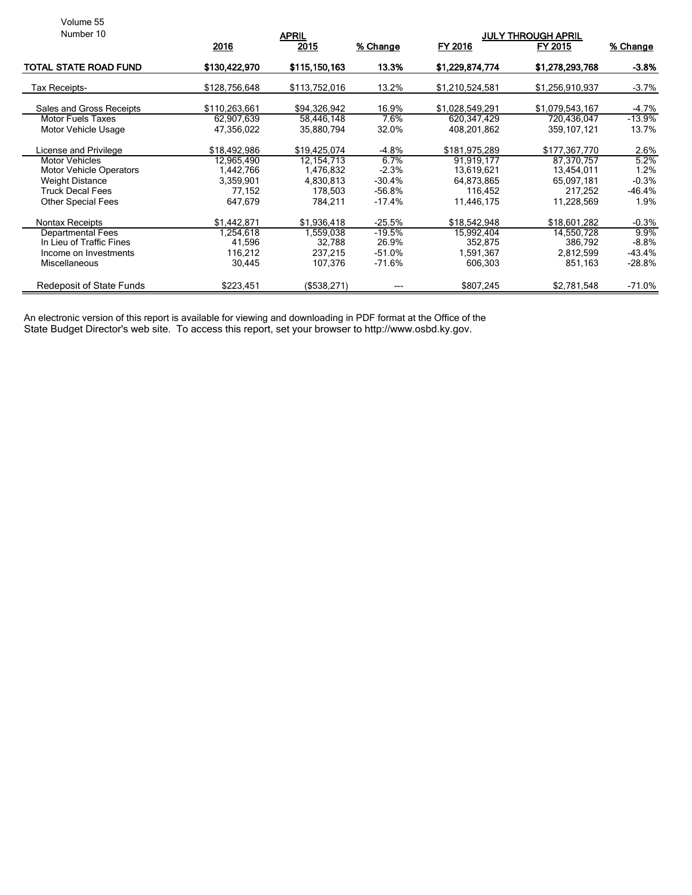| | APRIL | | | JULY THROUGH APRIL | | |
| --- | --- | --- | --- | --- | --- | --- |
| | 2016 | 2015 | % Change | FY 2016 | FY 2015 | % Change |
| **TOTAL STATE ROAD FUND** | **$130,422,970** | **$115,150,163** | **13.3%** | **$1,229,874,774** | **$1,278,293,768** | **-3.8%** |
| Tax Receipts- | $128,756,648 | $113,752,016 | 13.2% | $1,210,524,581 | $1,256,910,937 | -3.7% |
| Sales and Gross Receipts | $110,263,661 | $94,326,942 | 16.9% | $1,028,549,291 | $1,079,543,167 | -4.7% |
| Motor Fuels Taxes | 62,907,639 | 58,446,148 | 7.6% | 620,347,429 | 720,436,047 | -13.9% |
| Motor Vehicle Usage | 47,356,022 | 35,880,794 | 32.0% | 408,201,862 | 359,107,121 | 13.7% |
| License and Privilege | $18,492,986 | $19,425,074 | -4.8% | $181,975,289 | $177,367,770 | 2.6% |
| Motor Vehicles | 12,965,490 | 12,154,713 | 6.7% | 91,919,177 | 87,370,757 | 5.2% |
| Motor Vehicle Operators | 1,442,766 | 1,476,832 | -2.3% | 13,619,621 | 13,454,011 | 1.2% |
| Weight Distance | 3,359,901 | 4,830,813 | -30.4% | 64,873,865 | 65,097,181 | -0.3% |
| Truck Decal Fees | 77,152 | 178,503 | -56.8% | 116,452 | 217,252 | -46.4% |
| Other Special Fees | 647,679 | 784,211 | -17.4% | 11,446,175 | 11,228,569 | 1.9% |
| Nontax Receipts | $1,442,871 | $1,936,418 | -25.5% | $18,542,948 | $18,601,282 | -0.3% |
| Departmental Fees | 1,254,618 | 1,559,038 | -19.5% | 15,992,404 | 14,550,728 | 9.9% |
| In Lieu of Traffic Fines | 41,596 | 32,788 | 26.9% | 352,875 | 386,792 | -8.8% |
| Income on Investments | 116,212 | 237,215 | -51.0% | 1,591,367 | 2,812,599 | -43.4% |
| Miscellaneous | 30,445 | 107,376 | -71.6% | 606,303 | 851,163 | -28.8% |
| Redeposit of State Funds | $223,451 | ($538,271) | --- | $807,245 | $2,781,548 | -71.0% |

An electronic version of this report is available for viewing and downloading in PDF format at the Office of the State Budget Director's web site. To access this report, set your browser to http://www.osbd.ky.gov.